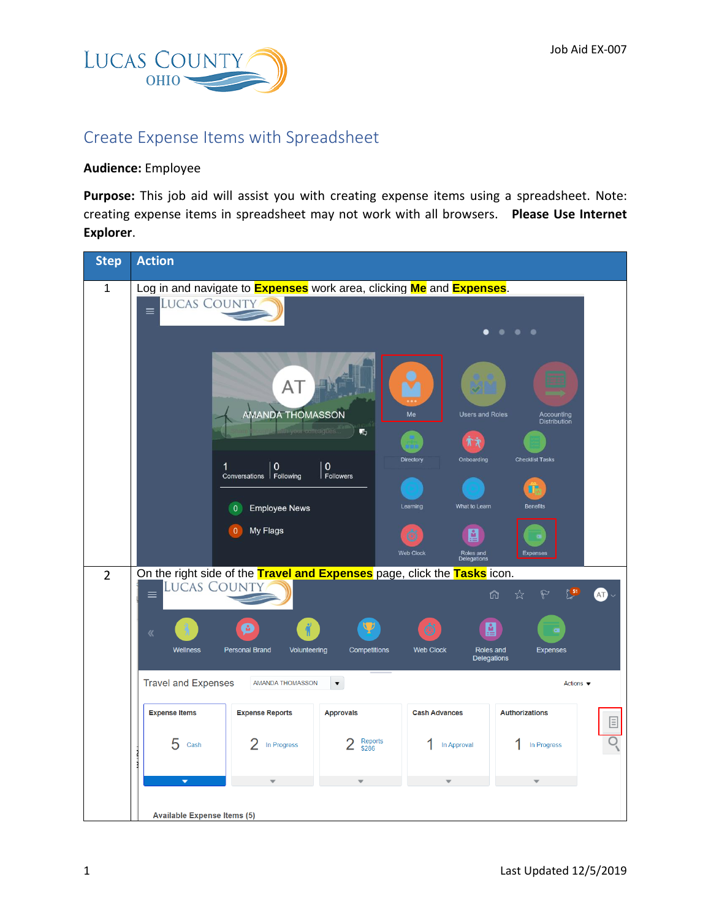# Create Expense Items with Spreadsheet

**Audience:** Employee

**Purpose:** This job aid will assist you with creating expense items using a spreadsheet. Note: creating expense items in spreadsheet may not work with all browsers. **Please Use Internet Explorer**.

| Step | Action |
|---|---|
| 1 | Log in and navigate to **Expenses** work area, clicking **Me** and **Expenses**. |
| 2 | On the right side of the **Travel and Expenses** page, click the **Tasks** icon. |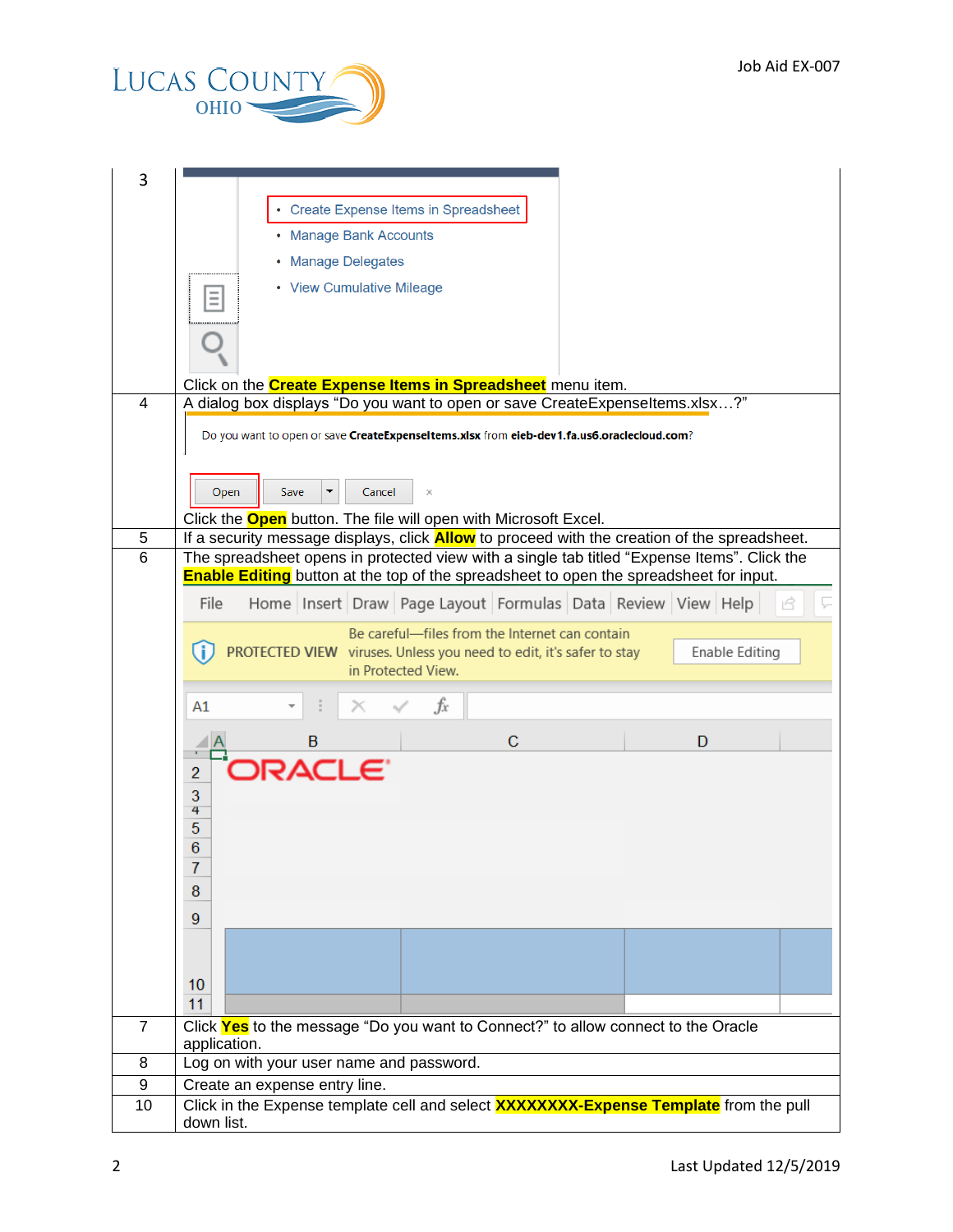| | |
|---|---|
| 3 | Create Expense Items in Spreadsheet<br>Manage Bank Accounts<br>Manage Delegates<br>View Cumulative Mileage<br><br>Click on the **Create Expense Items in Spreadsheet** menu item. |
| 4 | A dialog box displays "Do you want to open or save CreateExpenseItems.xlsx…?"<br><br>Do you want to open or save **CreateExpenseItems.xlsx** from **eieb-dev1.fa.us6.oraclecloud.com**?<br><br>Open Save Cancel<br><br>Click the **Open** button. The file will open with Microsoft Excel. |
| 5 | If a security message displays, click **Allow** to proceed with the creation of the spreadsheet. |
| 6 | The spreadsheet opens in protected view with a single tab titled "Expense Items". Click the **Enable Editing** button at the top of the spreadsheet to open the spreadsheet for input.<br><br>PROTECTED VIEW Be careful—files from the Internet can contain viruses. Unless you need to edit, it's safer to stay in Protected View. Enable Editing |
| 7 | Click **Yes** to the message "Do you want to Connect?" to allow connect to the Oracle application. |
| 8 | Log on with your user name and password. |
| 9 | Create an expense entry line. |
| 10 | Click in the Expense template cell and select **XXXXXXXX-Expense Template** from the pull down list. |

Last Updated 12/5/2019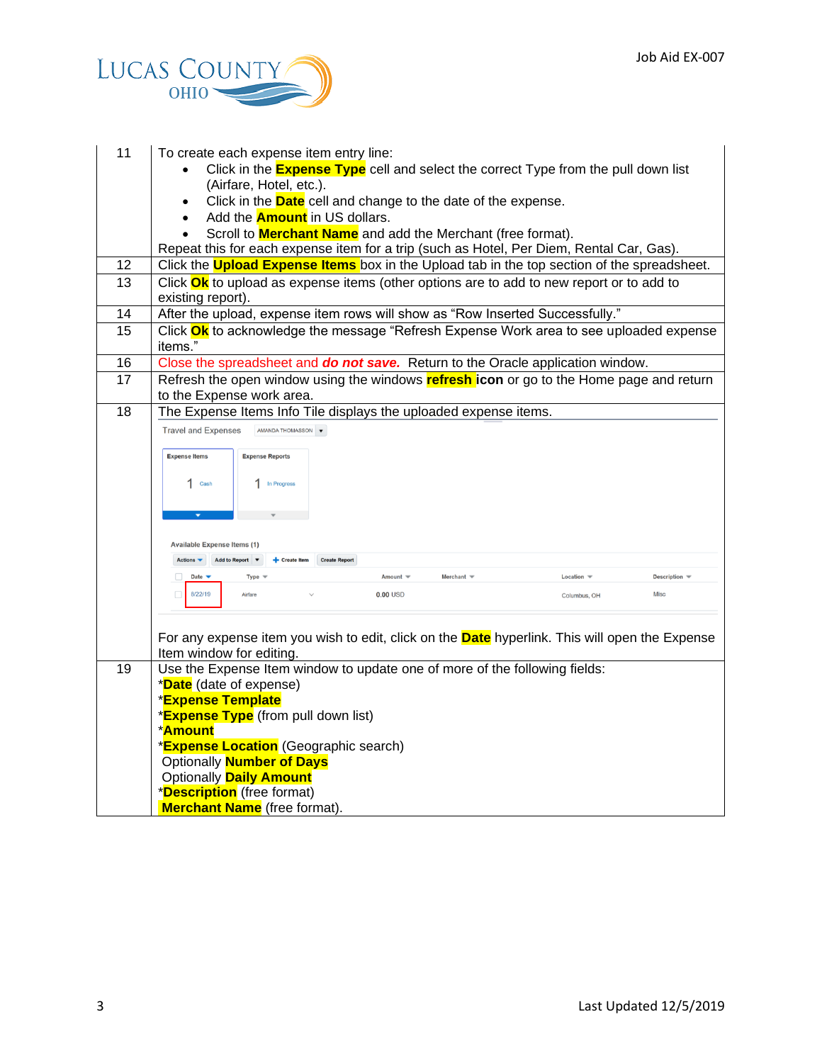| | |
|---|---|
| 11 | To create each expense item entry line:<br>• Click in the **Expense Type** cell and select the correct Type from the pull down list (Airfare, Hotel, etc.).<br>• Click in the **Date** cell and change to the date of the expense.<br>• Add the **Amount** in US dollars.<br>• Scroll to **Merchant Name** and add the Merchant (free format).<br>Repeat this for each expense item for a trip (such as Hotel, Per Diem, Rental Car, Gas). |
| 12 | Click the **Upload Expense Items** box in the Upload tab in the top section of the spreadsheet. |
| 13 | Click **Ok** to upload as expense items (other options are to add to new report or to add to existing report). |
| 14 | After the upload, expense item rows will show as "Row Inserted Successfully." |
| 15 | Click **Ok** to acknowledge the message "Refresh Expense Work area to see uploaded expense items." |
| 16 | Close the spreadsheet and ***do not save.*** Return to the Oracle application window. |
| 17 | Refresh the open window using the windows **refresh icon** or go to the Home page and return to the Expense work area. |
| 18 | The Expense Items Info Tile displays the uploaded expense items.<br>Travel and Expenses AMANDA THOMASSON<br>Expense Items 1 Cash \| Expense Reports 1 In Progress<br>Available Expense Items (1)<br>Actions \| Add to Report \| Create Item \| Create Report<br>Date \| Type \| Amount \| Merchant \| Location \| Description<br>8/22/19 \| Airfare \| 0.00 USD \| \| Columbus, OH \| Misc<br><br>For any expense item you wish to edit, click on the **Date** hyperlink. This will open the Expense Item window for editing. |
| 19 | Use the Expense Item window to update one of more of the following fields:<br>\***Date** (date of expense)<br>\***Expense Template**<br>\***Expense Type** (from pull down list)<br>\***Amount**<br>\***Expense Location** (Geographic search)<br>Optionally **Number of Days**<br>Optionally **Daily Amount**<br>\***Description** (free format)<br>**Merchant Name** (free format). |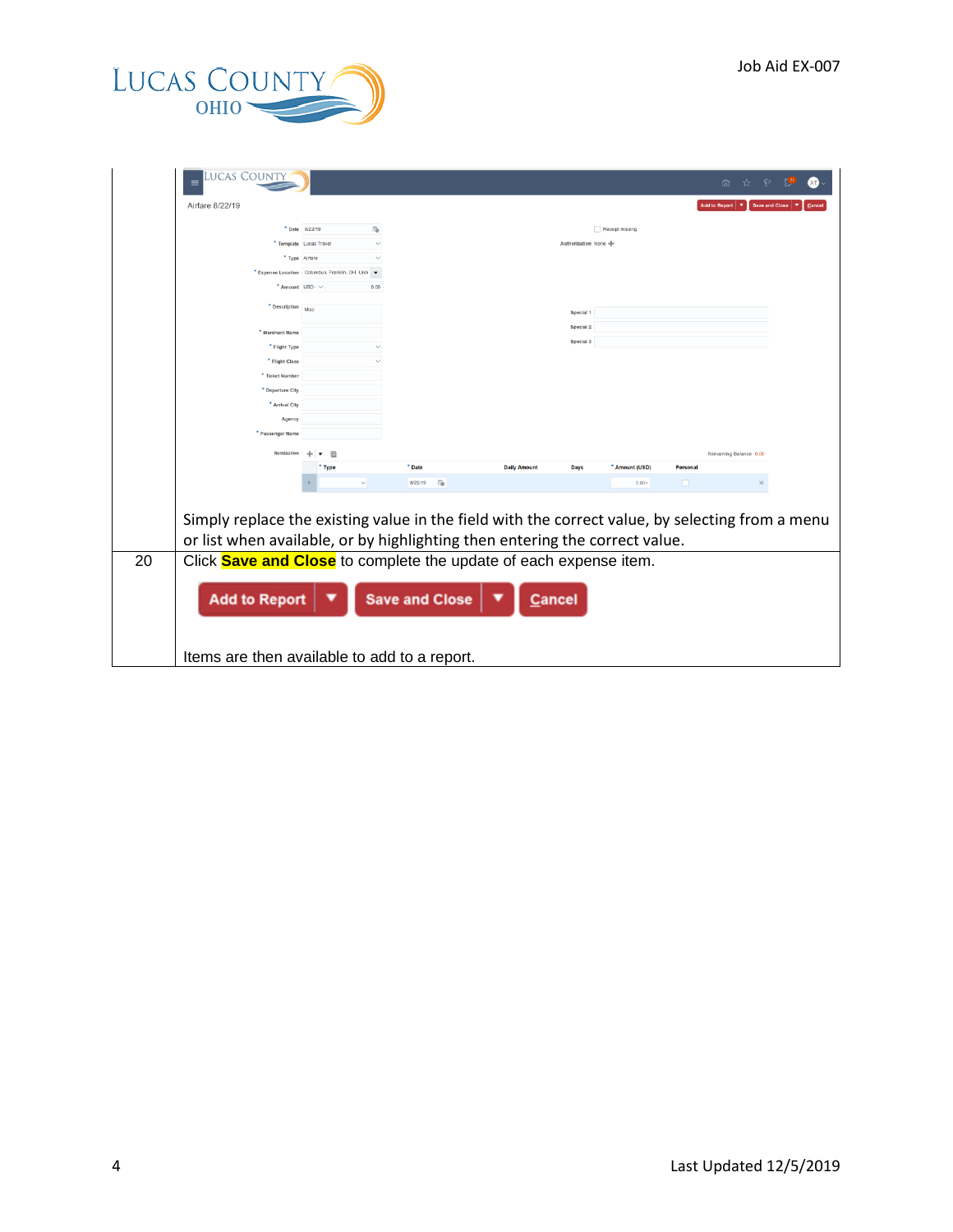| | |
|---|---|
| | Simply replace the existing value in the field with the correct value, by selecting from a menu or list when available, or by highlighting then entering the correct value. |
| 20 | Click **Save and Close** to complete the update of each expense item. <br><br> Add to Report ▼ Save and Close ▼ Cancel <br><br> Items are then available to add to a report. |